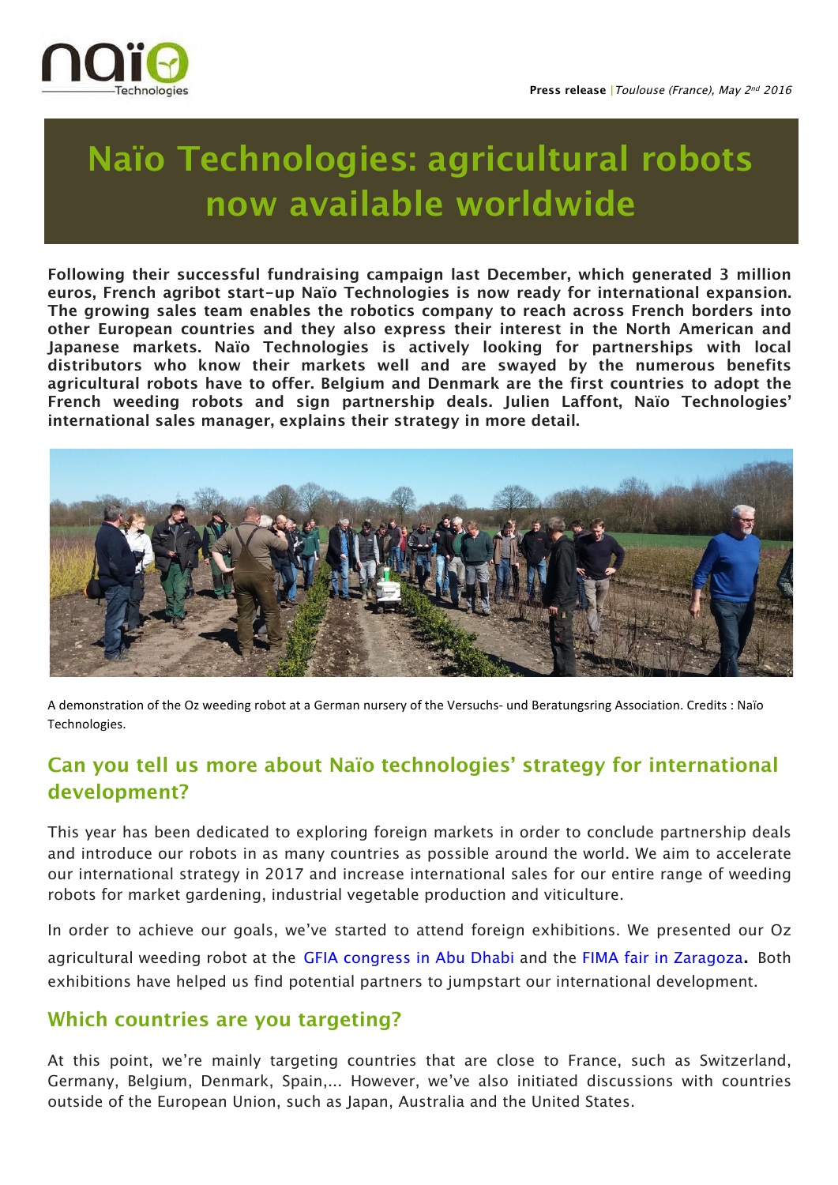**Press release** | *Toulouse (France), May 2nd 2016*

# Naïo Technologies: agricultural robots now available worldwide

**Following their successful fundraising campaign last December, which generated 3 million euros, French agribot start-up Naïo Technologies is now ready for international expansion. The growing sales team enables the robotics company to reach across French borders into other European countries and they also express their interest in the North American and Japanese markets. Naïo Technologies is actively looking for partnerships with local distributors who know their markets well and are swayed by the numerous benefits agricultural robots have to offer. Belgium and Denmark are the first countries to adopt the French weeding robots and sign partnership deals. Julien Laffont, Naïo Technologies' international sales manager, explains their strategy in more detail.**

A demonstration of the Oz weeding robot at a German nursery of the Versuchs- und Beratungsring Association. Credits : Naïo Technologies.

## Can you tell us more about Naïo technologies' strategy for international development?

This year has been dedicated to exploring foreign markets in order to conclude partnership deals and introduce our robots in as many countries as possible around the world. We aim to accelerate our international strategy in 2017 and increase international sales for our entire range of weeding robots for market gardening, industrial vegetable production and viticulture.

In order to achieve our goals, we've started to attend foreign exhibitions. We presented our Oz agricultural weeding robot at the GFIA congress in Abu Dhabi and the FIMA fair in Zaragoza**.** Both exhibitions have helped us find potential partners to jumpstart our international development.

## Which countries are you targeting?

At this point, we're mainly targeting countries that are close to France, such as Switzerland, Germany, Belgium, Denmark, Spain,... However, we've also initiated discussions with countries outside of the European Union, such as Japan, Australia and the United States.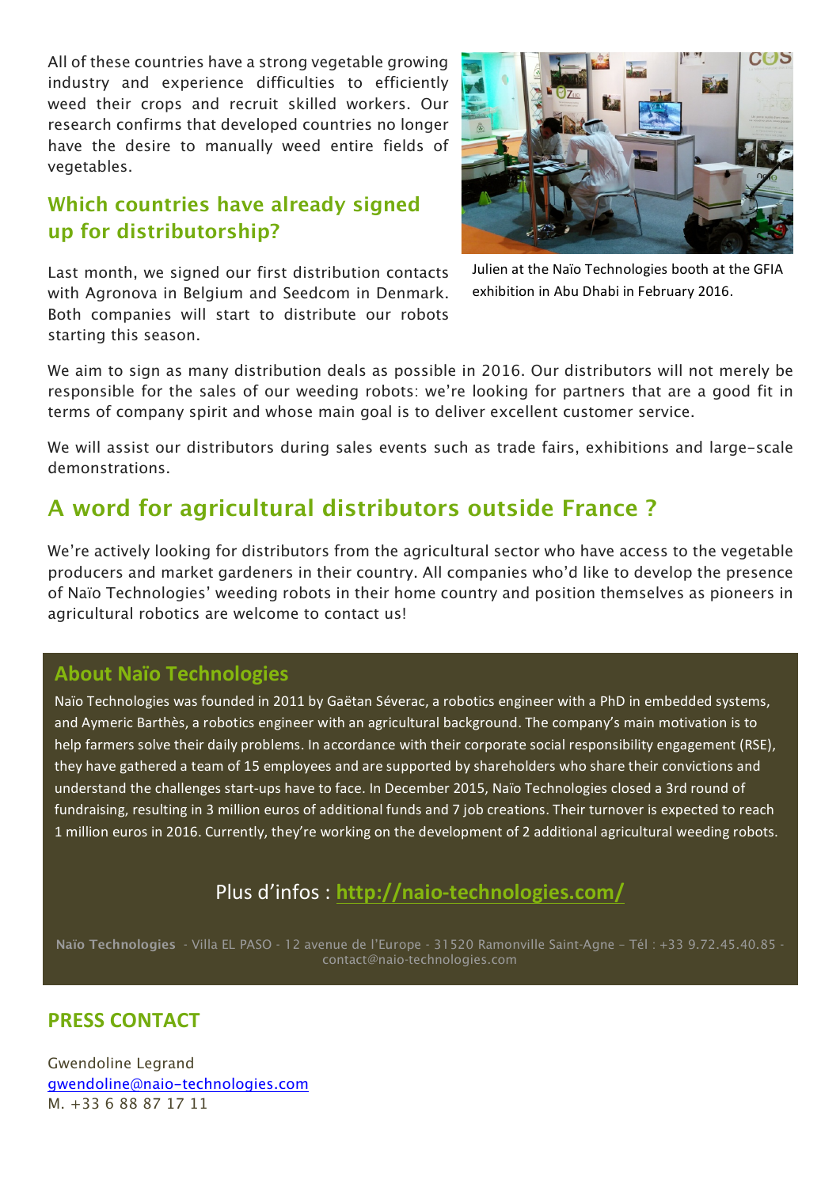All of these countries have a strong vegetable growing industry and experience difficulties to efficiently weed their crops and recruit skilled workers. Our research confirms that developed countries no longer have the desire to manually weed entire fields of vegetables.

## Which countries have already signed up for distributorship?

Last month, we signed our first distribution contacts with Agronova in Belgium and Seedcom in Denmark. Both companies will start to distribute our robots starting this season.

Julien at the Naïo Technologies booth at the GFIA exhibition in Abu Dhabi in February 2016.

We aim to sign as many distribution deals as possible in 2016. Our distributors will not merely be responsible for the sales of our weeding robots: we're looking for partners that are a good fit in terms of company spirit and whose main goal is to deliver excellent customer service.

We will assist our distributors during sales events such as trade fairs, exhibitions and large-scale demonstrations.

## A word for agricultural distributors outside France ?

We're actively looking for distributors from the agricultural sector who have access to the vegetable producers and market gardeners in their country. All companies who'd like to develop the presence of Naïo Technologies' weeding robots in their home country and position themselves as pioneers in agricultural robotics are welcome to contact us!

### About Naïo Technologies

Naïo Technologies was founded in 2011 by Gaëtan Séverac, a robotics engineer with a PhD in embedded systems, and Aymeric Barthès, a robotics engineer with an agricultural background. The company's main motivation is to help farmers solve their daily problems. In accordance with their corporate social responsibility engagement (RSE), they have gathered a team of 15 employees and are supported by shareholders who share their convictions and understand the challenges start-ups have to face. In December 2015, Naïo Technologies closed a 3rd round of fundraising, resulting in 3 million euros of additional funds and 7 job creations. Their turnover is expected to reach 1 million euros in 2016. Currently, they're working on the development of 2 additional agricultural weeding robots.

Plus d'infos : [http://naio-technologies.com/](http://naio-technologies.com/)

**Naïo Technologies** - Villa EL PASO - 12 avenue de l'Europe - 31520 Ramonville Saint-Agne – Tél : +33 9.72.45.40.85 - contact@naio-technologies.com

## PRESS CONTACT

Gwendoline Legrand
[gwendoline@naio-technologies.com](mailto:gwendoline@naio-technologies.com)
M. +33 6 88 87 17 11